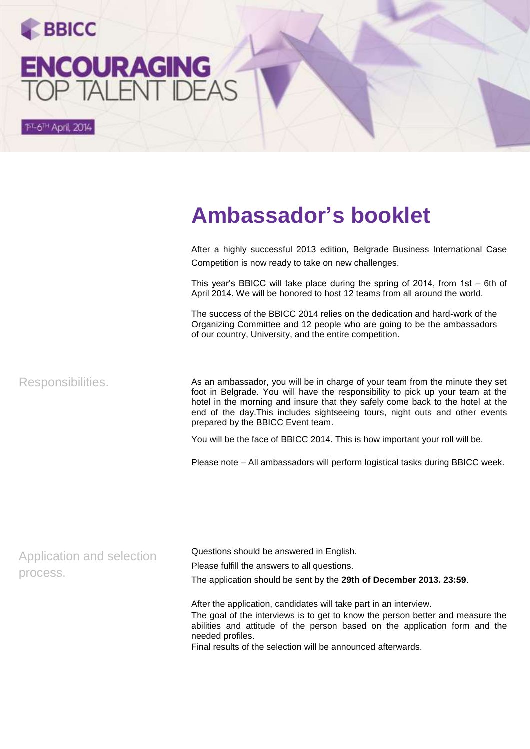# BBICC

## ENCOURAGING TOP TALENT IDEAS

1ST-6TH April, 2014

# Ambassador's booklet

After a highly successful 2013 edition, Belgrade Business International Case Competition is now ready to take on new challenges.

This year's BBICC will take place during the spring of 2014, from 1st – 6th of April 2014. We will be honored to host 12 teams from all around the world.

The success of the BBICC 2014 relies on the dedication and hard-work of the Organizing Committee and 12 people who are going to be the ambassadors of our country, University, and the entire competition.

## Responsibilities.

As an ambassador, you will be in charge of your team from the minute they set foot in Belgrade. You will have the responsibility to pick up your team at the hotel in the morning and insure that they safely come back to the hotel at the end of the day.This includes sightseeing tours, night outs and other events prepared by the BBICC Event team.

You will be the face of BBICC 2014. This is how important your roll will be.

Please note – All ambassadors will perform logistical tasks during BBICC week.

## Application and selection process.

Questions should be answered in English.

Please fulfill the answers to all questions.

The application should be sent by the **29th of December 2013. 23:59**.

After the application, candidates will take part in an interview.
The goal of the interviews is to get to know the person better and measure the abilities and attitude of the person based on the application form and the needed profiles.
Final results of the selection will be announced afterwards.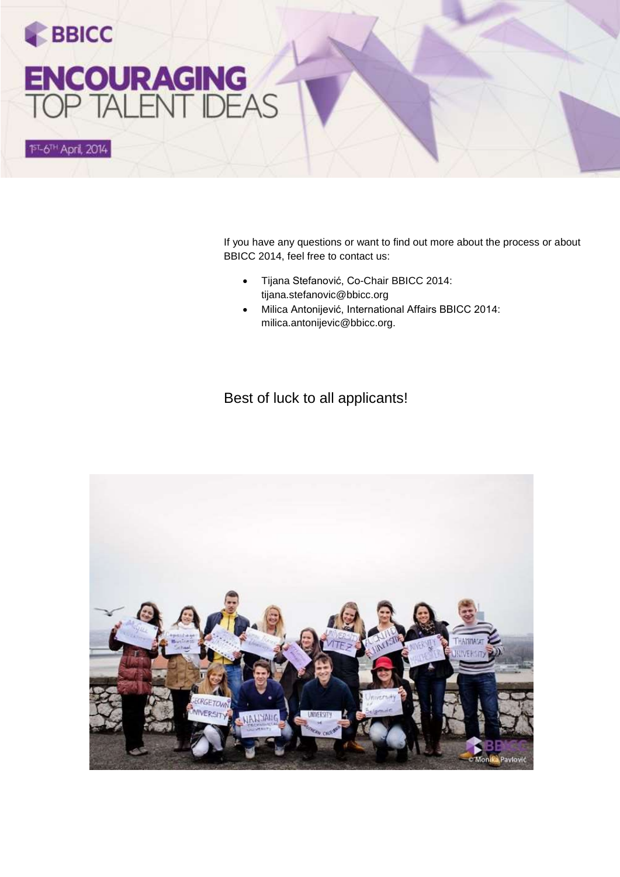If you have any questions or want to find out more about the process or about BBICC 2014, feel free to contact us:

- Tijana Stefanović, Co-Chair BBICC 2014: tijana.stefanovic@bbicc.org
- Milica Antonijević, International Affairs BBICC 2014: milica.antonijevic@bbicc.org.

Best of luck to all applicants!